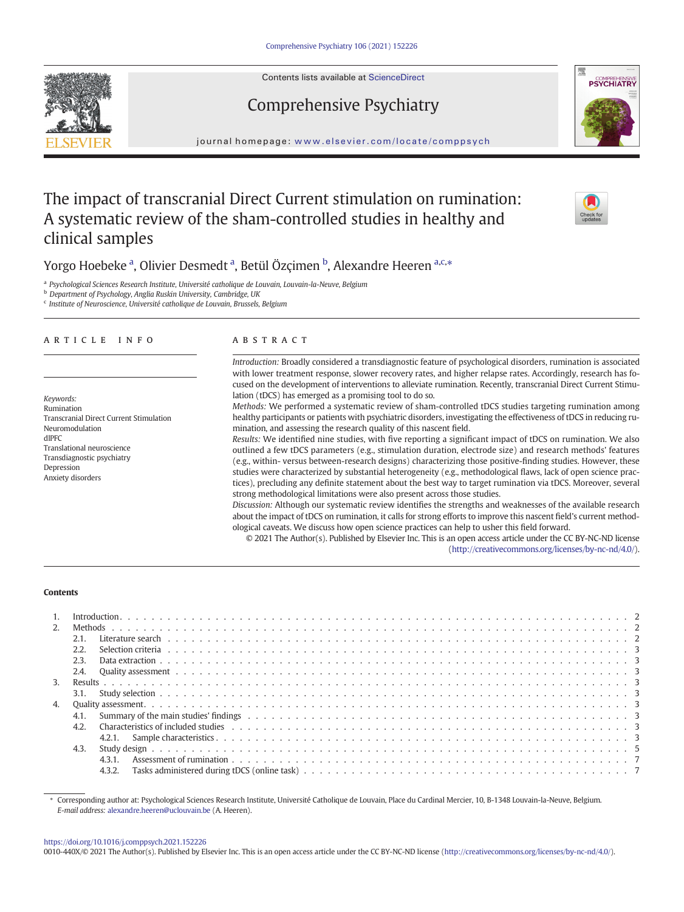# The impact of transcranial Direct Current stimulation on rumination: A systematic review of the sham-controlled studies in healthy and clinical samples

Yorgo Hoebeke [a], Olivier Desmedt [a], Betül Özçimen [b], Alexandre Heeren [a,c,*]

[a] Psychological Sciences Research Institute, Université catholique de Louvain, Louvain-la-Neuve, Belgium
[b] Department of Psychology, Anglia Ruskin University, Cambridge, UK
[c] Institute of Neuroscience, Université catholique de Louvain, Brussels, Belgium

## ARTICLE INFO

*Keywords:*
Rumination
Transcranial Direct Current Stimulation
Neuromodulation
dlPFC
Translational neuroscience
Transdiagnostic psychiatry
Depression
Anxiety disorders

## ABSTRACT

*Introduction:* Broadly considered a transdiagnostic feature of psychological disorders, rumination is associated with lower treatment response, slower recovery rates, and higher relapse rates. Accordingly, research has focused on the development of interventions to alleviate rumination. Recently, transcranial Direct Current Stimulation (tDCS) has emerged as a promising tool to do so.

*Methods:* We performed a systematic review of sham-controlled tDCS studies targeting rumination among healthy participants or patients with psychiatric disorders, investigating the effectiveness of tDCS in reducing rumination, and assessing the research quality of this nascent field.

*Results:* We identified nine studies, with five reporting a significant impact of tDCS on rumination. We also outlined a few tDCS parameters (e.g., stimulation duration, electrode size) and research methods' features (e.g., within- versus between-research designs) characterizing those positive-finding studies. However, these studies were characterized by substantial heterogeneity (e.g., methodological flaws, lack of open science practices), precluding any definite statement about the best way to target rumination via tDCS. Moreover, several strong methodological limitations were also present across those studies.

*Discussion:* Although our systematic review identifies the strengths and weaknesses of the available research about the impact of tDCS on rumination, it calls for strong efforts to improve this nascent field's current methodological caveats. We discuss how open science practices can help to usher this field forward.

© 2021 The Author(s). Published by Elsevier Inc. This is an open access article under the CC BY-NC-ND license (http://creativecommons.org/licenses/by-nc-nd/4.0/).

## Contents

1. Introduction . . . 2
2. Methods . . . 2
   - 2.1. Literature search . . . 2
   - 2.2. Selection criteria . . . 3
   - 2.3. Data extraction . . . 3
   - 2.4. Quality assessment . . . 3
3. Results . . . 3
   - 3.1. Study selection . . . 3
4. Quality assessment . . . 3
   - 4.1. Summary of the main studies' findings . . . 3
   - 4.2. Characteristics of included studies . . . 3
     - 4.2.1. Sample characteristics . . . 3
   - 4.3. Study design . . . 5
     - 4.3.1. Assessment of rumination . . . 7
     - 4.3.2. Tasks administered during tDCS (online task) . . . 7

* Corresponding author at: Psychological Sciences Research Institute, Université Catholique de Louvain, Place du Cardinal Mercier, 10, B-1348 Louvain-la-Neuve, Belgium.
*E-mail address:* alexandre.heeren@uclouvain.be (A. Heeren).

https://doi.org/10.1016/j.comppsych.2021.152226
0010-440X/© 2021 The Author(s). Published by Elsevier Inc. This is an open access article under the CC BY-NC-ND license (http://creativecommons.org/licenses/by-nc-nd/4.0/).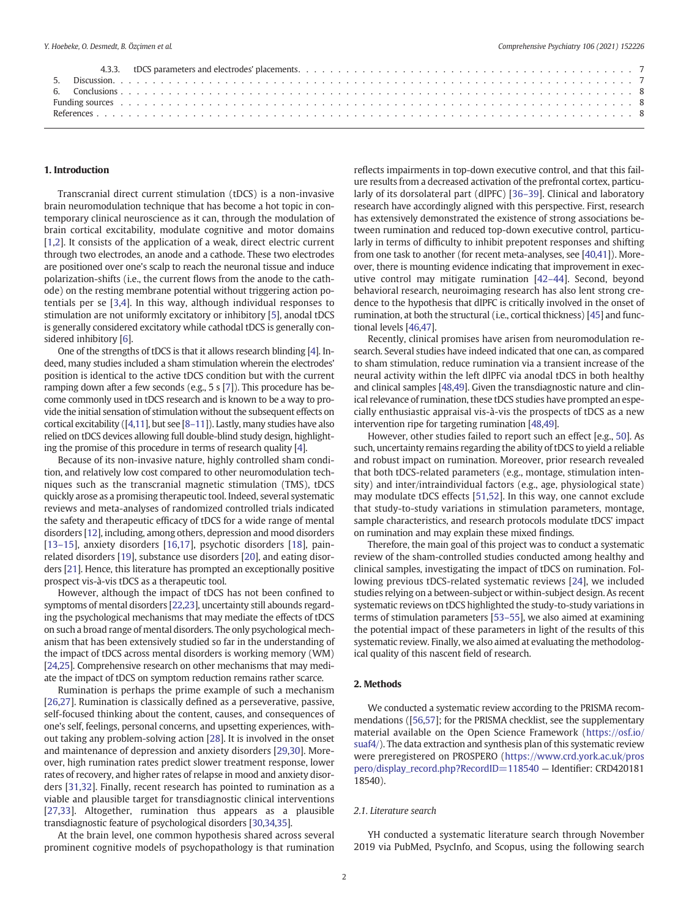4.3.3. tDCS parameters and electrodes' placements . . . . . . . . . . . . . . . . . . . . . . . . . . . . . . . . . . . . . . . . . 7
5. Discussion . . . . . . . . . . . . . . . . . . . . . . . . . . . . . . . . . . . . . . . . . . . . . . . . . . . . . . . . . . . . . 7
6. Conclusions . . . . . . . . . . . . . . . . . . . . . . . . . . . . . . . . . . . . . . . . . . . . . . . . . . . . . . . . . . . . 8
Funding sources . . . . . . . . . . . . . . . . . . . . . . . . . . . . . . . . . . . . . . . . . . . . . . . . . . . . . . . . . . . . 8
References . . . . . . . . . . . . . . . . . . . . . . . . . . . . . . . . . . . . . . . . . . . . . . . . . . . . . . . . . . . . . . 8

## 1. Introduction

Transcranial direct current stimulation (tDCS) is a non-invasive brain neuromodulation technique that has become a hot topic in contemporary clinical neuroscience as it can, through the modulation of brain cortical excitability, modulate cognitive and motor domains [1,2]. It consists of the application of a weak, direct electric current through two electrodes, an anode and a cathode. These two electrodes are positioned over one's scalp to reach the neuronal tissue and induce polarization-shifts (i.e., the current flows from the anode to the cathode) on the resting membrane potential without triggering action potentials per se [3,4]. In this way, although individual responses to stimulation are not uniformly excitatory or inhibitory [5], anodal tDCS is generally considered excitatory while cathodal tDCS is generally considered inhibitory [6].

One of the strengths of tDCS is that it allows research blinding [4]. Indeed, many studies included a sham stimulation wherein the electrodes' position is identical to the active tDCS condition but with the current ramping down after a few seconds (e.g., 5 s [7]). This procedure has become commonly used in tDCS research and is known to be a way to provide the initial sensation of stimulation without the subsequent effects on cortical excitability ([4,11], but see [8–11]). Lastly, many studies have also relied on tDCS devices allowing full double-blind study design, highlighting the promise of this procedure in terms of research quality [4].

Because of its non-invasive nature, highly controlled sham condition, and relatively low cost compared to other neuromodulation techniques such as the transcranial magnetic stimulation (TMS), tDCS quickly arose as a promising therapeutic tool. Indeed, several systematic reviews and meta-analyses of randomized controlled trials indicated the safety and therapeutic efficacy of tDCS for a wide range of mental disorders [12], including, among others, depression and mood disorders [13–15], anxiety disorders [16,17], psychotic disorders [18], pain-related disorders [19], substance use disorders [20], and eating disorders [21]. Hence, this literature has prompted an exceptionally positive prospect vis-à-vis tDCS as a therapeutic tool.

However, although the impact of tDCS has not been confined to symptoms of mental disorders [22,23], uncertainty still abounds regarding the psychological mechanisms that may mediate the effects of tDCS on such a broad range of mental disorders. The only psychological mechanism that has been extensively studied so far in the understanding of the impact of tDCS across mental disorders is working memory (WM) [24,25]. Comprehensive research on other mechanisms that may mediate the impact of tDCS on symptom reduction remains rather scarce.

Rumination is perhaps the prime example of such a mechanism [26,27]. Rumination is classically defined as a perseverative, passive, self-focused thinking about the content, causes, and consequences of one's self, feelings, personal concerns, and upsetting experiences, without taking any problem-solving action [28]. It is involved in the onset and maintenance of depression and anxiety disorders [29,30]. Moreover, high rumination rates predict slower treatment response, lower rates of recovery, and higher rates of relapse in mood and anxiety disorders [31,32]. Finally, recent research has pointed to rumination as a viable and plausible target for transdiagnostic clinical interventions [27,33]. Altogether, rumination thus appears as a plausible transdiagnostic feature of psychological disorders [30,34,35].

At the brain level, one common hypothesis shared across several prominent cognitive models of psychopathology is that rumination reflects impairments in top-down executive control, and that this failure results from a decreased activation of the prefrontal cortex, particularly of its dorsolateral part (dlPFC) [36–39]. Clinical and laboratory research have accordingly aligned with this perspective. First, research has extensively demonstrated the existence of strong associations between rumination and reduced top-down executive control, particularly in terms of difficulty to inhibit prepotent responses and shifting from one task to another (for recent meta-analyses, see [40,41]). Moreover, there is mounting evidence indicating that improvement in executive control may mitigate rumination [42–44]. Second, beyond behavioral research, neuroimaging research has also lent strong credence to the hypothesis that dlPFC is critically involved in the onset of rumination, at both the structural (i.e., cortical thickness) [45] and functional levels [46,47].

Recently, clinical promises have arisen from neuromodulation research. Several studies have indeed indicated that one can, as compared to sham stimulation, reduce rumination via a transient increase of the neural activity within the left dlPFC via anodal tDCS in both healthy and clinical samples [48,49]. Given the transdiagnostic nature and clinical relevance of rumination, these tDCS studies have prompted an especially enthusiastic appraisal vis-à-vis the prospects of tDCS as a new intervention ripe for targeting rumination [48,49].

However, other studies failed to report such an effect [e.g., 50]. As such, uncertainty remains regarding the ability of tDCS to yield a reliable and robust impact on rumination. Moreover, prior research revealed that both tDCS-related parameters (e.g., montage, stimulation intensity) and inter/intraindividual factors (e.g., age, physiological state) may modulate tDCS effects [51,52]. In this way, one cannot exclude that study-to-study variations in stimulation parameters, montage, sample characteristics, and research protocols modulate tDCS' impact on rumination and may explain these mixed findings.

Therefore, the main goal of this project was to conduct a systematic review of the sham-controlled studies conducted among healthy and clinical samples, investigating the impact of tDCS on rumination. Following previous tDCS-related systematic reviews [24], we included studies relying on a between-subject or within-subject design. As recent systematic reviews on tDCS highlighted the study-to-study variations in terms of stimulation parameters [53–55], we also aimed at examining the potential impact of these parameters in light of the results of this systematic review. Finally, we also aimed at evaluating the methodological quality of this nascent field of research.

## 2. Methods

We conducted a systematic review according to the PRISMA recommendations ([56,57]; for the PRISMA checklist, see the supplementary material available on the Open Science Framework (https://osf.io/suaf4/). The data extraction and synthesis plan of this systematic review were preregistered on PROSPERO (https://www.crd.york.ac.uk/prospero/display_record.php?RecordID=118540 — Identifier: CRD42018118540).

### 2.1. Literature search

YH conducted a systematic literature search through November 2019 via PubMed, PsycInfo, and Scopus, using the following search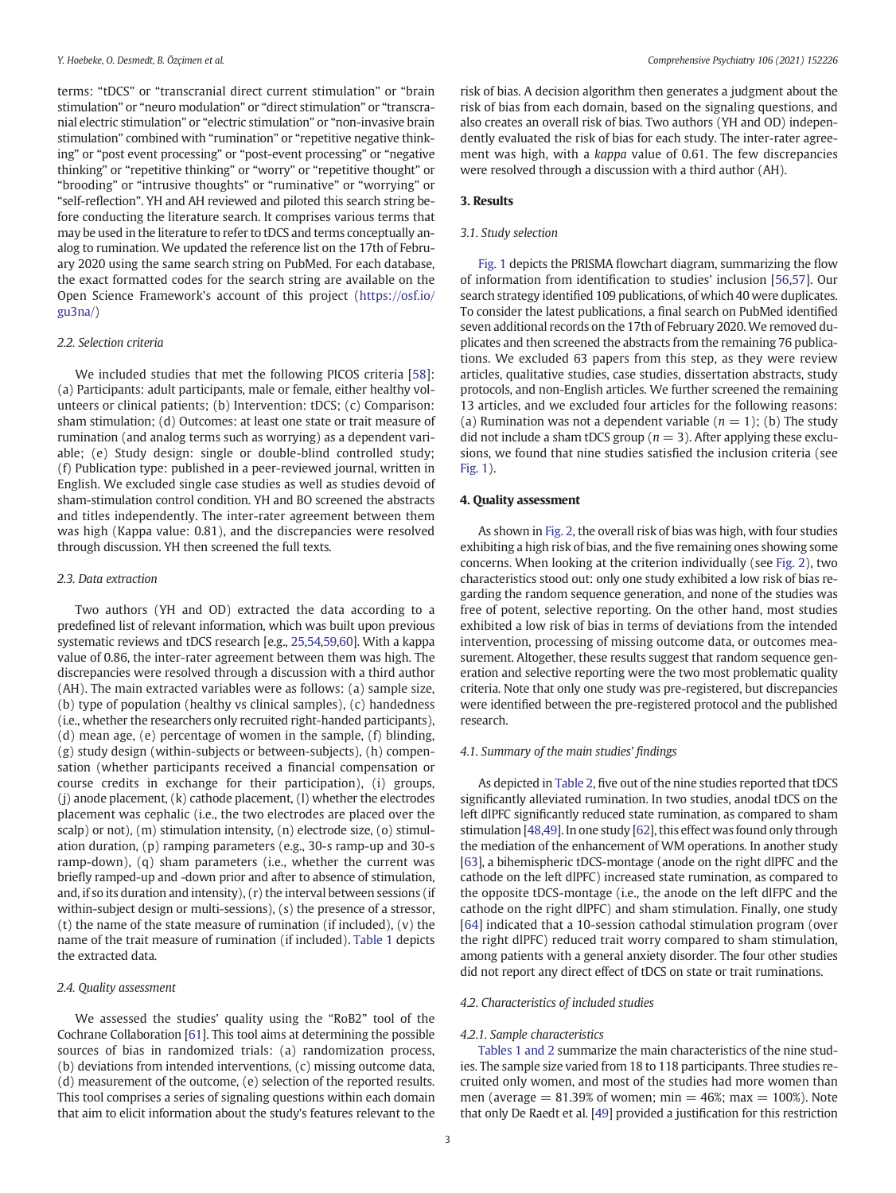terms: "tDCS" or "transcranial direct current stimulation" or "brain stimulation" or "neuro modulation" or "direct stimulation" or "transcranial electric stimulation" or "electric stimulation" or "non-invasive brain stimulation" combined with "rumination" or "repetitive negative thinking" or "post event processing" or "post-event processing" or "negative thinking" or "repetitive thinking" or "worry" or "repetitive thought" or "brooding" or "intrusive thoughts" or "ruminative" or "worrying" or "self-reflection". YH and AH reviewed and piloted this search string before conducting the literature search. It comprises various terms that may be used in the literature to refer to tDCS and terms conceptually analog to rumination. We updated the reference list on the 17th of February 2020 using the same search string on PubMed. For each database, the exact formatted codes for the search string are available on the Open Science Framework's account of this project (https://osf.io/gu3na/)

### 2.2. Selection criteria

We included studies that met the following PICOS criteria [58]: (a) Participants: adult participants, male or female, either healthy volunteers or clinical patients; (b) Intervention: tDCS; (c) Comparison: sham stimulation; (d) Outcomes: at least one state or trait measure of rumination (and analog terms such as worrying) as a dependent variable; (e) Study design: single or double-blind controlled study; (f) Publication type: published in a peer-reviewed journal, written in English. We excluded single case studies as well as studies devoid of sham-stimulation control condition. YH and BO screened the abstracts and titles independently. The inter-rater agreement between them was high (Kappa value: 0.81), and the discrepancies were resolved through discussion. YH then screened the full texts.

### 2.3. Data extraction

Two authors (YH and OD) extracted the data according to a predefined list of relevant information, which was built upon previous systematic reviews and tDCS research [e.g., 25,54,59,60]. With a kappa value of 0.86, the inter-rater agreement between them was high. The discrepancies were resolved through a discussion with a third author (AH). The main extracted variables were as follows: (a) sample size, (b) type of population (healthy vs clinical samples), (c) handedness (i.e., whether the researchers only recruited right-handed participants), (d) mean age, (e) percentage of women in the sample, (f) blinding, (g) study design (within-subjects or between-subjects), (h) compensation (whether participants received a financial compensation or course credits in exchange for their participation), (i) groups, (j) anode placement, (k) cathode placement, (l) whether the electrodes placement was cephalic (i.e., the two electrodes are placed over the scalp) or not), (m) stimulation intensity, (n) electrode size, (o) stimulation duration, (p) ramping parameters (e.g., 30-s ramp-up and 30-s ramp-down), (q) sham parameters (i.e., whether the current was briefly ramped-up and -down prior and after to absence of stimulation, and, if so its duration and intensity), (r) the interval between sessions (if within-subject design or multi-sessions), (s) the presence of a stressor, (t) the name of the state measure of rumination (if included), (v) the name of the trait measure of rumination (if included). Table 1 depicts the extracted data.

### 2.4. Quality assessment

We assessed the studies' quality using the "RoB2" tool of the Cochrane Collaboration [61]. This tool aims at determining the possible sources of bias in randomized trials: (a) randomization process, (b) deviations from intended interventions, (c) missing outcome data, (d) measurement of the outcome, (e) selection of the reported results. This tool comprises a series of signaling questions within each domain that aim to elicit information about the study's features relevant to the risk of bias. A decision algorithm then generates a judgment about the risk of bias from each domain, based on the signaling questions, and also creates an overall risk of bias. Two authors (YH and OD) independently evaluated the risk of bias for each study. The inter-rater agreement was high, with a *kappa* value of 0.61. The few discrepancies were resolved through a discussion with a third author (AH).

## 3. Results

### 3.1. Study selection

Fig. 1 depicts the PRISMA flowchart diagram, summarizing the flow of information from identification to studies' inclusion [56,57]. Our search strategy identified 109 publications, of which 40 were duplicates. To consider the latest publications, a final search on PubMed identified seven additional records on the 17th of February 2020. We removed duplicates and then screened the abstracts from the remaining 76 publications. We excluded 63 papers from this step, as they were review articles, qualitative studies, case studies, dissertation abstracts, study protocols, and non-English articles. We further screened the remaining 13 articles, and we excluded four articles for the following reasons: (a) Rumination was not a dependent variable ($n = 1$); (b) The study did not include a sham tDCS group ($n = 3$). After applying these exclusions, we found that nine studies satisfied the inclusion criteria (see Fig. 1).

## 4. Quality assessment

As shown in Fig. 2, the overall risk of bias was high, with four studies exhibiting a high risk of bias, and the five remaining ones showing some concerns. When looking at the criterion individually (see Fig. 2), two characteristics stood out: only one study exhibited a low risk of bias regarding the random sequence generation, and none of the studies was free of potent, selective reporting. On the other hand, most studies exhibited a low risk of bias in terms of deviations from the intended intervention, processing of missing outcome data, or outcomes measurement. Altogether, these results suggest that random sequence generation and selective reporting were the two most problematic quality criteria. Note that only one study was pre-registered, but discrepancies were identified between the pre-registered protocol and the published research.

### 4.1. Summary of the main studies' findings

As depicted in Table 2, five out of the nine studies reported that tDCS significantly alleviated rumination. In two studies, anodal tDCS on the left dlPFC significantly reduced state rumination, as compared to sham stimulation [48,49]. In one study [62], this effect was found only through the mediation of the enhancement of WM operations. In another study [63], a bihemispheric tDCS-montage (anode on the right dlPFC and the cathode on the left dlPFC) increased state rumination, as compared to the opposite tDCS-montage (i.e., the anode on the left dlFPC and the cathode on the right dlPFC) and sham stimulation. Finally, one study [64] indicated that a 10-session cathodal stimulation program (over the right dlPFC) reduced trait worry compared to sham stimulation, among patients with a general anxiety disorder. The four other studies did not report any direct effect of tDCS on state or trait ruminations.

### 4.2. Characteristics of included studies

#### 4.2.1. Sample characteristics

Tables 1 and 2 summarize the main characteristics of the nine studies. The sample size varied from 18 to 118 participants. Three studies recruited only women, and most of the studies had more women than men (average = 81.39% of women; min = 46%; max = 100%). Note that only De Raedt et al. [49] provided a justification for this restriction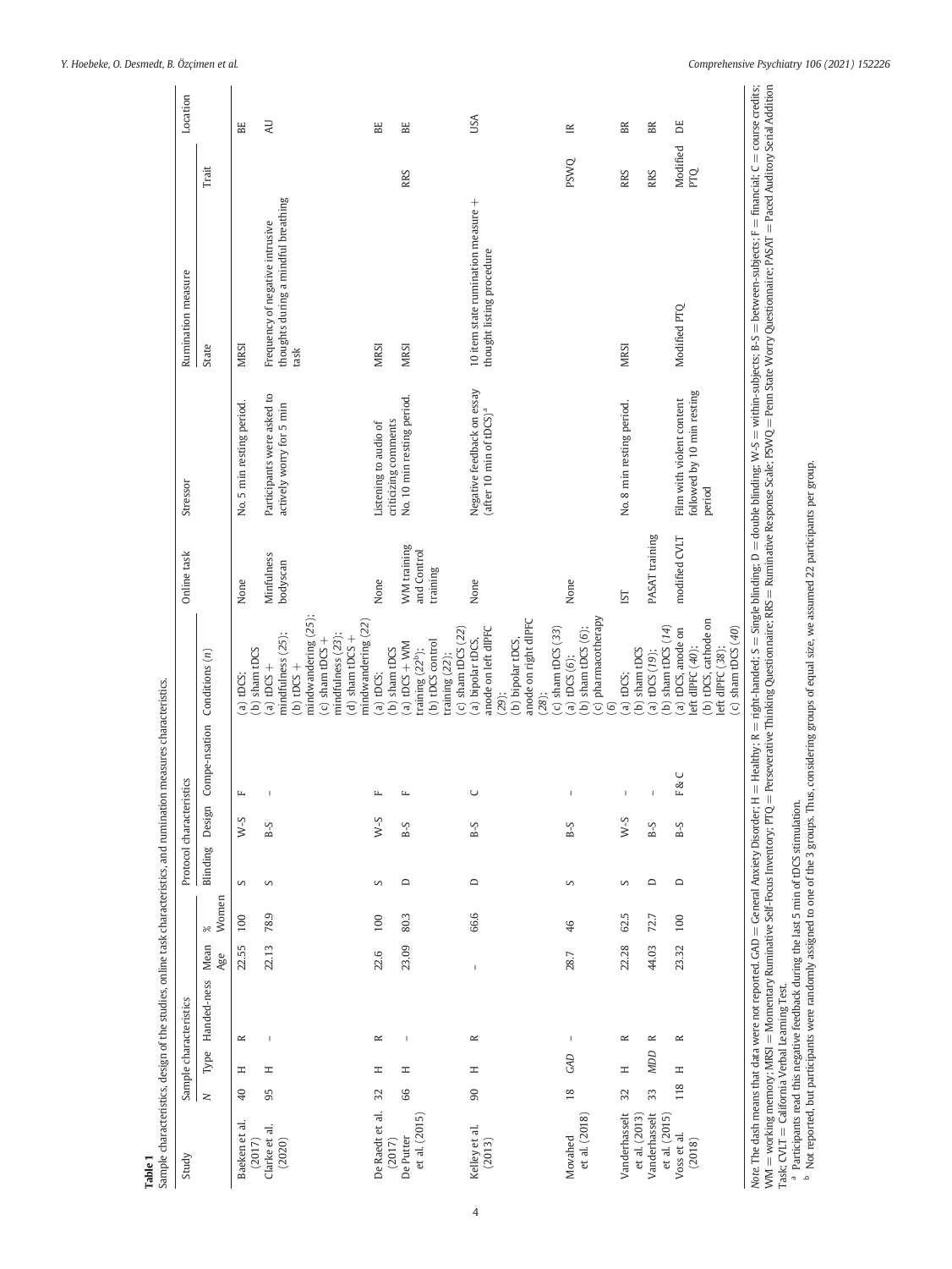**Table 1**
Sample characteristics, design of the studies, online task characteristics, and rumination measures characteristics.

| Study | Sample characteristics | | | | | Protocol characteristics | | | | Online task | Stressor | Rumination measure | | Location |
|---|---|---|---|---|---|---|---|---|---|---|---|---|---|---|
| | N | Type | Handed-ness | Mean Age | % Women | Blinding | Design | Compe-nsation | Conditions (n) | | | State | Trait | |
| Baeken et al. (2017) | 40 | H | R | 22.55 | 100 | S | W-S | F | (a) tDCS; (b) sham tDCS | None | No. 5 min resting period. | MRSI | | BE |
| Clarke et al. (2020) | 95 | H | – | 22.13 | 78.9 | S | B-S | – | (a) tDCS + mindfulness (25); (b) tDCS + mindwandering (25); (c) sham tDCS + mindfulness (23); (d) sham tDCS + mindwandering (22) | Minfulness bodyscan | Participants were asked to actively worry for 5 min | Frequency of negative intrusive thoughts during a mindful breathing task | | AU |
| De Raedt et al. (2017) | 32 | H | R | 22.6 | 100 | S | W-S | F | (a) tDCS; (b) sham tDCS | None | Listening to audio of criticizing comments | MRSI | | BE |
| De Putter et al. (2015) | 66 | H | – | 23.09 | 80.3 | D | B-S | F | (a) tDCS + WM training (22[b]); (b) tDCS control training (22); (c) sham tDCS (22) | WM training and Control training | No. 10 min resting period. | MRSI | RRS | BE |
| Kelley et al. (2013) | 90 | H | R | – | 66.6 | D | B-S | C | (a) bipolar tDCS, anode on left dlPFC (29); (b) bipolar tDCS, anode on right dlPFC (28); (c) sham tDCS (33) | None | Negative feedback on essay (after 10 min of tDCS)[a] | 10 item state rumination measure + thought listing procedure | | USA |
| Movahed et al. (2018) | 18 | GAD | – | 28.7 | 46 | S | B-S | – | (a) tDCS (6); (b) sham tDCS (6); (c) pharmacotherapy (6) | None | | | PSWQ | IR |
| Vanderhasselt et al. (2013) | 32 | H | R | 22.28 | 62.5 | S | W-S | – | (a) tDCS; (b) sham tDCS | IST | No. 8 min resting period. | MRSI | RRS | BR |
| Vanderhasselt et al. (2015) | 33 | MDD | R | 44.03 | 72.7 | D | B-S | – | (a) tDCS (19); (b) sham tDCS (14) | PASAT training | | | RRS | BR |
| Voss et al. (2018) | 118 | H | R | 23.32 | 100 | D | B-S | F & C | (a) tDCS, anode on left dlPFC (40); (b) tDCS, cathode on left dlPFC (38); (c) sham tDCS (40) | modified CVLT | Film with violent content followed by 10 min resting period | Modified PTQ | Modified PTQ | DE |

*Note*. The dash means that data were not reported. GAD = General Anxiety Disorder; H = Healthy; R = right-handed; S = Single blinding; D = double blinding; W-S = within-subjects; B-S = between-subjects; F = financial; C = course credits; WM = working memory; MRSI = Momentary Ruminative Self-Focus Inventory; PTQ = Perseverative Thinking Questionnaire; RRS = Ruminative Response Scale; PSWQ = Penn State Worry Questionnaire; PASAT = Paced Auditory Serial Addition Task; CVLT = California Verbal Learning Test.

[a] Participants read this negative feedback during the last 5 min of tDCS stimulation.

[b] Not reported, but participants were randomly assigned to one of the 3 groups. Thus, considering groups of equal size, we assumed 22 participants per group.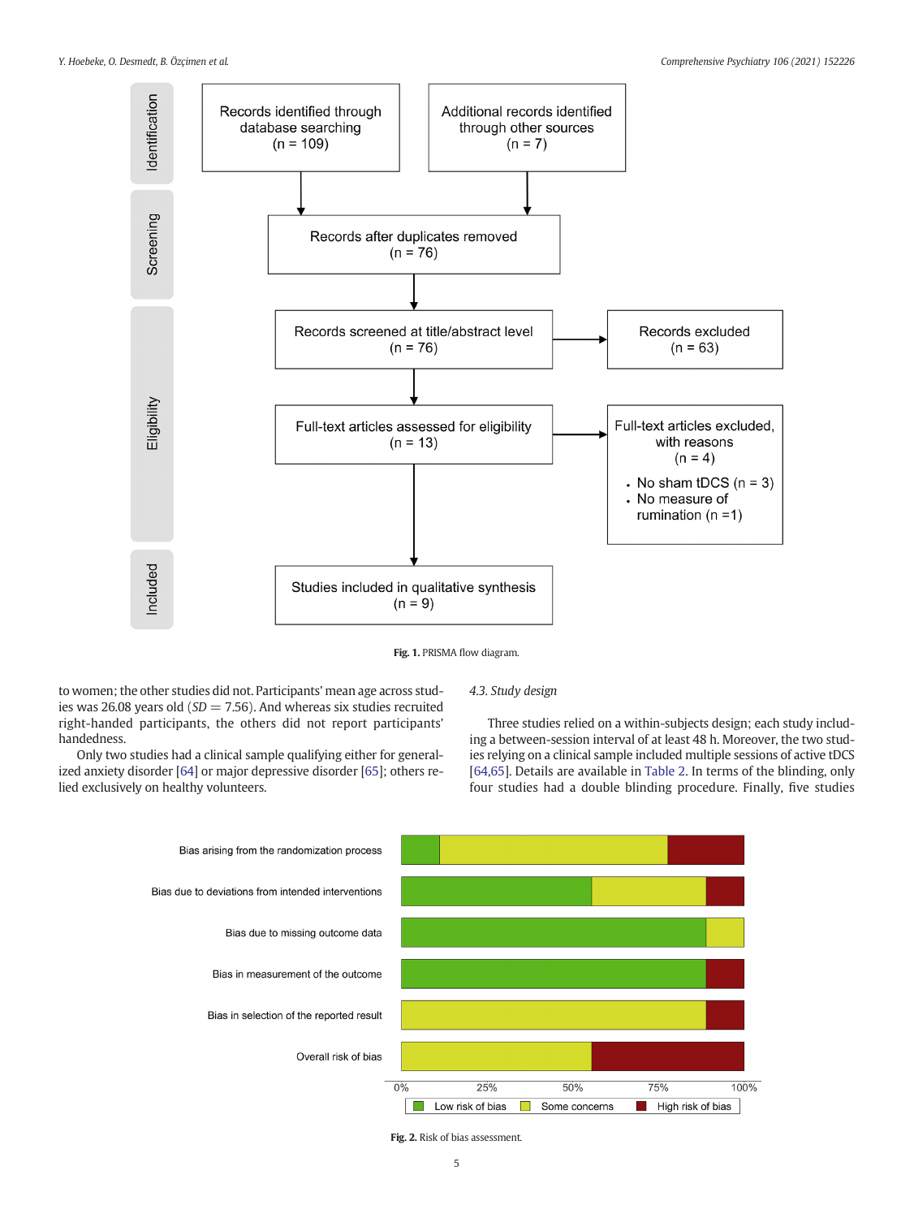Fig. 1. PRISMA flow diagram.

to women; the other studies did not. Participants' mean age across studies was 26.08 years old ($SD = 7.56$). And whereas six studies recruited right-handed participants, the others did not report participants' handedness.

Only two studies had a clinical sample qualifying either for generalized anxiety disorder [64] or major depressive disorder [65]; others relied exclusively on healthy volunteers.

### 4.3. Study design

Three studies relied on a within-subjects design; each study including a between-session interval of at least 48 h. Moreover, the two studies relying on a clinical sample included multiple sessions of active tDCS [64,65]. Details are available in Table 2. In terms of the blinding, only four studies had a double blinding procedure. Finally, five studies

Fig. 2. Risk of bias assessment.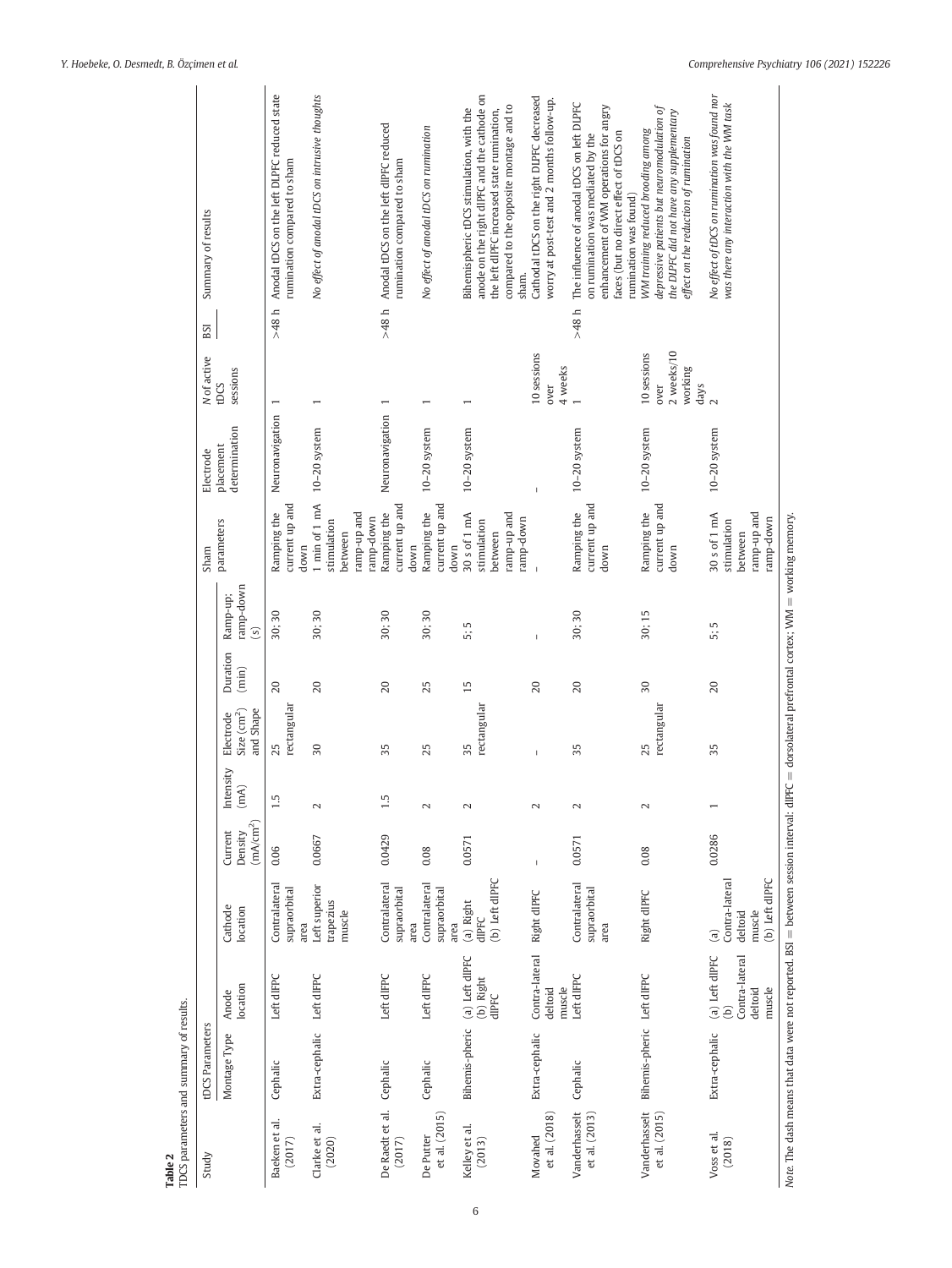**Table 2**
TDCS parameters and summary of results.

| Study | tDCS Parameters | | | | | | | | | | | BSI | Summary of results |
|---|---|---|---|---|---|---|---|---|---|---|---|---|---|
| | Montage Type | Anode location | Cathode location | Current Density (mA/cm$^2$) | Intensity (mA) | Electrode Size (cm$^2$) and Shape | Duration (min) | Ramp-up; ramp-down (s) | Sham parameters | Electrode placement determination | N of active tDCS sessions | | |
| Baeken et al. (2017) | Cephalic | Left dlPFC | Contralateral supraorbital area | 0.06 | 1.5 | 25 rectangular | 20 | 30; 30 | Ramping the current up and down | Neuronavigation | 1 | >48 h | Anodal tDCS on the left DLPFC reduced state rumination compared to sham |
| Clarke et al. (2020) | Extra-cephalic | Left dlPFC | Left superior trapezius muscle | 0.0667 | 2 | 30 | 20 | 30; 30 | 1 min of 1 mA stimulation between ramp-up and ramp-down | 10–20 system | 1 | | *No effect of anodal tDCS on intrusive thoughts* |
| De Raedt et al. (2017) | Cephalic | Left dlPFC | Contralateral supraorbital area | 0.0429 | 1.5 | 35 | 20 | 30; 30 | Ramping the current up and down | Neuronavigation | 1 | >48 h | Anodal tDCS on the left dlPFC reduced rumination compared to sham |
| De Putter et al. (2015) | Cephalic | Left dlPFC | Contralateral supraorbital area | 0.08 | 2 | 25 | 25 | 30; 30 | Ramping the current up and down | 10–20 system | 1 | | *No effect of anodal tDCS on rumination* |
| Kelley et al. (2013) | Bihemis-pheric | (a) Left dlPFC (b) Right dlPFC | (a) Right dlPFC (b) Left dlPFC | 0.0571 | 2 | 35 rectangular | 15 | 5; 5 | 30 s of 1 mA stimulation between ramp-up and ramp-down | 10–20 system | 1 | | Bihemispheric tDCS stimulation, with the anode on the right dlPFC and the cathode on the left dlPFC increased state rumination, compared to the opposite montage and to sham. |
| Movahed et al. (2018) | Extra-cephalic | Contra-lateral deltoid muscle | Right dlPFC | – | 2 | – | 20 | – | – | – | 10 sessions over 4 weeks | | Cathodal tDCS on the right DlPFC decreased worry at post-test and 2 months follow-up. |
| Vanderhasselt et al. (2013) | Cephalic | Left dlPFC | Contralateral supraorbital area | 0.0571 | 2 | 35 | 20 | 30; 30 | Ramping the current up and down | 10–20 system | 1 | >48 h | The influence of anodal tDCS on left DLPFC on rumination was mediated by the enhancement of WM operations for angry faces (but no direct effect of tDCS on rumination was found) |
| Vanderhasselt et al. (2015) | Bihemis-pheric | Left dlPFC | Right dlPFC | 0.08 | 2 | 25 rectangular | 30 | 30; 15 | Ramping the current up and down | 10–20 system | 10 sessions over 2 weeks/10 working days | | *WM training reduced brooding among depressive patients but neuromodulation of the DlPFC did not have any supplementary effect on the reduction of rumination* |
| Voss et al. (2018) | Extra-cephalic | (a) Left dlPFC (b) Contra-lateral deltoid muscle | (a) Contra-lateral deltoid muscle (b) Left dlPFC | 0.0286 | 1 | 35 | 20 | 5; 5 | 30 s of 1 mA stimulation between ramp-up and ramp-down | 10–20 system | 2 | | *No effect of tDCS on rumination was found nor was there any interaction with the WM task* |

*Note.* The dash means that data were not reported. BSI = between session interval; dlPFC = dorsolateral prefrontal cortex; WM = working memory.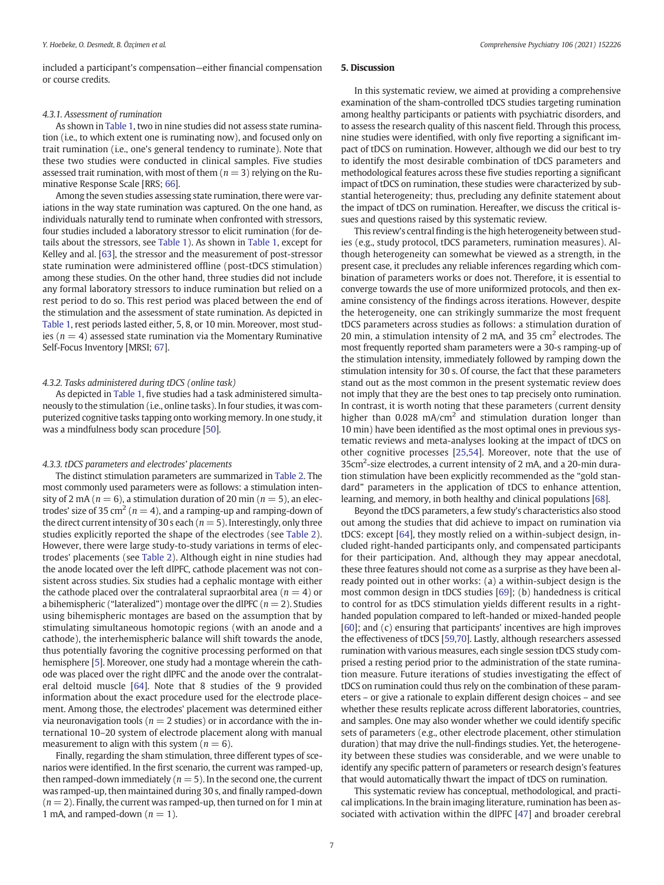included a participant's compensation—either financial compensation or course credits.

#### 4.3.1. Assessment of rumination

As shown in Table 1, two in nine studies did not assess state rumination (i.e., to which extent one is ruminating now), and focused only on trait rumination (i.e., one's general tendency to ruminate). Note that these two studies were conducted in clinical samples. Five studies assessed trait rumination, with most of them ($n = 3$) relying on the Ruminative Response Scale [RRS; 66].

Among the seven studies assessing state rumination, there were variations in the way state rumination was captured. On the one hand, as individuals naturally tend to ruminate when confronted with stressors, four studies included a laboratory stressor to elicit rumination (for details about the stressors, see Table 1). As shown in Table 1, except for Kelley and al. [63], the stressor and the measurement of post-stressor state rumination were administered offline (post-tDCS stimulation) among these studies. On the other hand, three studies did not include any formal laboratory stressors to induce rumination but relied on a rest period to do so. This rest period was placed between the end of the stimulation and the assessment of state rumination. As depicted in Table 1, rest periods lasted either, 5, 8, or 10 min. Moreover, most studies ($n = 4$) assessed state rumination via the Momentary Ruminative Self-Focus Inventory [MRSI; 67].

#### 4.3.2. Tasks administered during tDCS (online task)

As depicted in Table 1, five studies had a task administered simultaneously to the stimulation (i.e., online tasks). In four studies, it was computerized cognitive tasks tapping onto working memory. In one study, it was a mindfulness body scan procedure [50].

#### 4.3.3. tDCS parameters and electrodes' placements

The distinct stimulation parameters are summarized in Table 2. The most commonly used parameters were as follows: a stimulation intensity of 2 mA ($n = 6$), a stimulation duration of 20 min ($n = 5$), an electrodes' size of 35 cm$^2$ ($n = 4$), and a ramping-up and ramping-down of the direct current intensity of 30 s each ($n = 5$). Interestingly, only three studies explicitly reported the shape of the electrodes (see Table 2). However, there were large study-to-study variations in terms of electrodes' placements (see Table 2). Although eight in nine studies had the anode located over the left dlPFC, cathode placement was not consistent across studies. Six studies had a cephalic montage with either the cathode placed over the contralateral supraorbital area ($n = 4$) or a bihemispheric ("lateralized") montage over the dlPFC ($n = 2$). Studies using bihemispheric montages are based on the assumption that by stimulating simultaneous homotopic regions (with an anode and a cathode), the interhemispheric balance will shift towards the anode, thus potentially favoring the cognitive processing performed on that hemisphere [5]. Moreover, one study had a montage wherein the cathode was placed over the right dlPFC and the anode over the contralateral deltoid muscle [64]. Note that 8 studies of the 9 provided information about the exact procedure used for the electrode placement. Among those, the electrodes' placement was determined either via neuronavigation tools ($n = 2$ studies) or in accordance with the international 10–20 system of electrode placement along with manual measurement to align with this system ($n = 6$).

Finally, regarding the sham stimulation, three different types of scenarios were identified. In the first scenario, the current was ramped-up, then ramped-down immediately ($n = 5$). In the second one, the current was ramped-up, then maintained during 30 s, and finally ramped-down ($n = 2$). Finally, the current was ramped-up, then turned on for 1 min at 1 mA, and ramped-down ($n = 1$).

## 5. Discussion

In this systematic review, we aimed at providing a comprehensive examination of the sham-controlled tDCS studies targeting rumination among healthy participants or patients with psychiatric disorders, and to assess the research quality of this nascent field. Through this process, nine studies were identified, with only five reporting a significant impact of tDCS on rumination. However, although we did our best to try to identify the most desirable combination of tDCS parameters and methodological features across these five studies reporting a significant impact of tDCS on rumination, these studies were characterized by substantial heterogeneity; thus, precluding any definite statement about the impact of tDCS on rumination. Hereafter, we discuss the critical issues and questions raised by this systematic review.

This review's central finding is the high heterogeneity between studies (e.g., study protocol, tDCS parameters, rumination measures). Although heterogeneity can somewhat be viewed as a strength, in the present case, it precludes any reliable inferences regarding which combination of parameters works or does not. Therefore, it is essential to converge towards the use of more uniformized protocols, and then examine consistency of the findings across iterations. However, despite the heterogeneity, one can strikingly summarize the most frequent tDCS parameters across studies as follows: a stimulation duration of 20 min, a stimulation intensity of 2 mA, and 35 cm$^2$ electrodes. The most frequently reported sham parameters were a 30-s ramping-up of the stimulation intensity, immediately followed by ramping down the stimulation intensity for 30 s. Of course, the fact that these parameters stand out as the most common in the present systematic review does not imply that they are the best ones to tap precisely onto rumination. In contrast, it is worth noting that these parameters (current density higher than 0.028 mA/cm$^2$ and stimulation duration longer than 10 min) have been identified as the most optimal ones in previous systematic reviews and meta-analyses looking at the impact of tDCS on other cognitive processes [25,54]. Moreover, note that the use of 35cm$^2$-size electrodes, a current intensity of 2 mA, and a 20-min duration stimulation have been explicitly recommended as the "gold standard" parameters in the application of tDCS to enhance attention, learning, and memory, in both healthy and clinical populations [68].

Beyond the tDCS parameters, a few study's characteristics also stood out among the studies that did achieve to impact on rumination via tDCS: except [64], they mostly relied on a within-subject design, included right-handed participants only, and compensated participants for their participation. And, although they may appear anecdotal, these three features should not come as a surprise as they have been already pointed out in other works: (a) a within-subject design is the most common design in tDCS studies [69]; (b) handedness is critical to control for as tDCS stimulation yields different results in a right-handed population compared to left-handed or mixed-handed people [60]; and (c) ensuring that participants' incentives are high improves the effectiveness of tDCS [59,70]. Lastly, although researchers assessed rumination with various measures, each single session tDCS study comprised a resting period prior to the administration of the state rumination measure. Future iterations of studies investigating the effect of tDCS on rumination could thus rely on the combination of these parameters – or give a rationale to explain different design choices – and see whether these results replicate across different laboratories, countries, and samples. One may also wonder whether we could identify specific sets of parameters (e.g., other electrode placement, other stimulation duration) that may drive the null-findings studies. Yet, the heterogeneity between these studies was considerable, and we were unable to identify any specific pattern of parameters or research design's features that would automatically thwart the impact of tDCS on rumination.

This systematic review has conceptual, methodological, and practical implications. In the brain imaging literature, rumination has been associated with activation within the dlPFC [47] and broader cerebral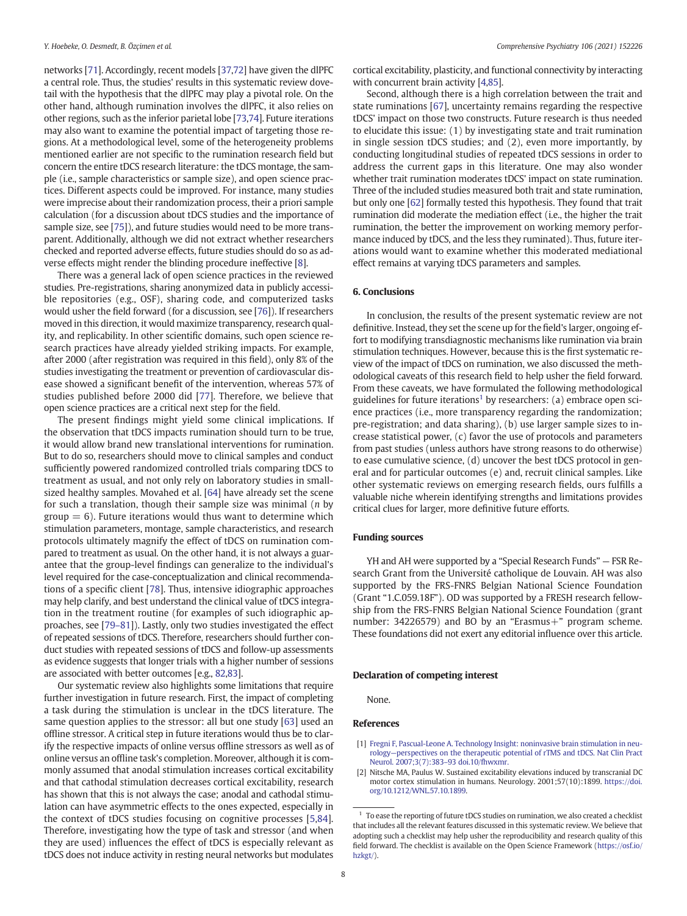networks [71]. Accordingly, recent models [37,72] have given the dlPFC a central role. Thus, the studies' results in this systematic review dovetail with the hypothesis that the dlPFC may play a pivotal role. On the other hand, although rumination involves the dlPFC, it also relies on other regions, such as the inferior parietal lobe [73,74]. Future iterations may also want to examine the potential impact of targeting those regions. At a methodological level, some of the heterogeneity problems mentioned earlier are not specific to the rumination research field but concern the entire tDCS research literature: the tDCS montage, the sample (i.e., sample characteristics or sample size), and open science practices. Different aspects could be improved. For instance, many studies were imprecise about their randomization process, their a priori sample calculation (for a discussion about tDCS studies and the importance of sample size, see [75]), and future studies would need to be more transparent. Additionally, although we did not extract whether researchers checked and reported adverse effects, future studies should do so as adverse effects might render the blinding procedure ineffective [8].

There was a general lack of open science practices in the reviewed studies. Pre-registrations, sharing anonymized data in publicly accessible repositories (e.g., OSF), sharing code, and computerized tasks would usher the field forward (for a discussion, see [76]). If researchers moved in this direction, it would maximize transparency, research quality, and replicability. In other scientific domains, such open science research practices have already yielded striking impacts. For example, after 2000 (after registration was required in this field), only 8% of the studies investigating the treatment or prevention of cardiovascular disease showed a significant benefit of the intervention, whereas 57% of studies published before 2000 did [77]. Therefore, we believe that open science practices are a critical next step for the field.

The present findings might yield some clinical implications. If the observation that tDCS impacts rumination should turn to be true, it would allow brand new translational interventions for rumination. But to do so, researchers should move to clinical samples and conduct sufficiently powered randomized controlled trials comparing tDCS to treatment as usual, and not only rely on laboratory studies in small-sized healthy samples. Movahed et al. [64] have already set the scene for such a translation, though their sample size was minimal ($n$ by group = 6). Future iterations would thus want to determine which stimulation parameters, montage, sample characteristics, and research protocols ultimately magnify the effect of tDCS on rumination compared to treatment as usual. On the other hand, it is not always a guarantee that the group-level findings can generalize to the individual's level required for the case-conceptualization and clinical recommendations of a specific client [78]. Thus, intensive idiographic approaches may help clarify, and best understand the clinical value of tDCS integration in the treatment routine (for examples of such idiographic approaches, see [79–81]). Lastly, only two studies investigated the effect of repeated sessions of tDCS. Therefore, researchers should further conduct studies with repeated sessions of tDCS and follow-up assessments as evidence suggests that longer trials with a higher number of sessions are associated with better outcomes [e.g., 82,83].

Our systematic review also highlights some limitations that require further investigation in future research. First, the impact of completing a task during the stimulation is unclear in the tDCS literature. The same question applies to the stressor: all but one study [63] used an offline stressor. A critical step in future iterations would thus be to clarify the respective impacts of online versus offline stressors as well as of online versus an offline task's completion. Moreover, although it is commonly assumed that anodal stimulation increases cortical excitability and that cathodal stimulation decreases cortical excitability, research has shown that this is not always the case; anodal and cathodal stimulation can have asymmetric effects to the ones expected, especially in the context of tDCS studies focusing on cognitive processes [5,84]. Therefore, investigating how the type of task and stressor (and when they are used) influences the effect of tDCS is especially relevant as tDCS does not induce activity in resting neural networks but modulates cortical excitability, plasticity, and functional connectivity by interacting with concurrent brain activity [4,85].

Second, although there is a high correlation between the trait and state ruminations [67], uncertainty remains regarding the respective tDCS' impact on those two constructs. Future research is thus needed to elucidate this issue: (1) by investigating state and trait rumination in single session tDCS studies; and (2), even more importantly, by conducting longitudinal studies of repeated tDCS sessions in order to address the current gaps in this literature. One may also wonder whether trait rumination moderates tDCS' impact on state rumination. Three of the included studies measured both trait and state rumination, but only one [62] formally tested this hypothesis. They found that trait rumination did moderate the mediation effect (i.e., the higher the trait rumination, the better the improvement on working memory performance induced by tDCS, and the less they ruminated). Thus, future iterations would want to examine whether this moderated mediational effect remains at varying tDCS parameters and samples.

## 6. Conclusions

In conclusion, the results of the present systematic review are not definitive. Instead, they set the scene up for the field's larger, ongoing effort to modifying transdiagnostic mechanisms like rumination via brain stimulation techniques. However, because this is the first systematic review of the impact of tDCS on rumination, we also discussed the methodological caveats of this research field to help usher the field forward. From these caveats, we have formulated the following methodological guidelines for future iterations[1] by researchers: (a) embrace open science practices (i.e., more transparency regarding the randomization; pre-registration; and data sharing), (b) use larger sample sizes to increase statistical power, (c) favor the use of protocols and parameters from past studies (unless authors have strong reasons to do otherwise) to ease cumulative science, (d) uncover the best tDCS protocol in general and for particular outcomes (e) and, recruit clinical samples. Like other systematic reviews on emerging research fields, ours fulfills a valuable niche wherein identifying strengths and limitations provides critical clues for larger, more definitive future efforts.

## Funding sources

YH and AH were supported by a "Special Research Funds" — FSR Research Grant from the Université catholique de Louvain. AH was also supported by the FRS-FNRS Belgian National Science Foundation (Grant "1.C.059.18F"). OD was supported by a FRESH research fellowship from the FRS-FNRS Belgian National Science Foundation (grant number: 34226579) and BO by an "Erasmus+" program scheme. These foundations did not exert any editorial influence over this article.

## Declaration of competing interest

None.

## References

[1] Fregni F, Pascual-Leone A. Technology Insight: noninvasive brain stimulation in neurology—perspectives on the therapeutic potential of rTMS and tDCS. Nat Clin Pract Neurol. 2007;3(7):383–93 doi.10/fhwxmr.

[2] Nitsche MA, Paulus W. Sustained excitability elevations induced by transcranial DC motor cortex stimulation in humans. Neurology. 2001;57(10):1899. https://doi.org/10.1212/WNL.57.10.1899.

[1] To ease the reporting of future tDCS studies on rumination, we also created a checklist that includes all the relevant features discussed in this systematic review. We believe that adopting such a checklist may help usher the reproducibility and research quality of this field forward. The checklist is available on the Open Science Framework (https://osf.io/hzkgt/).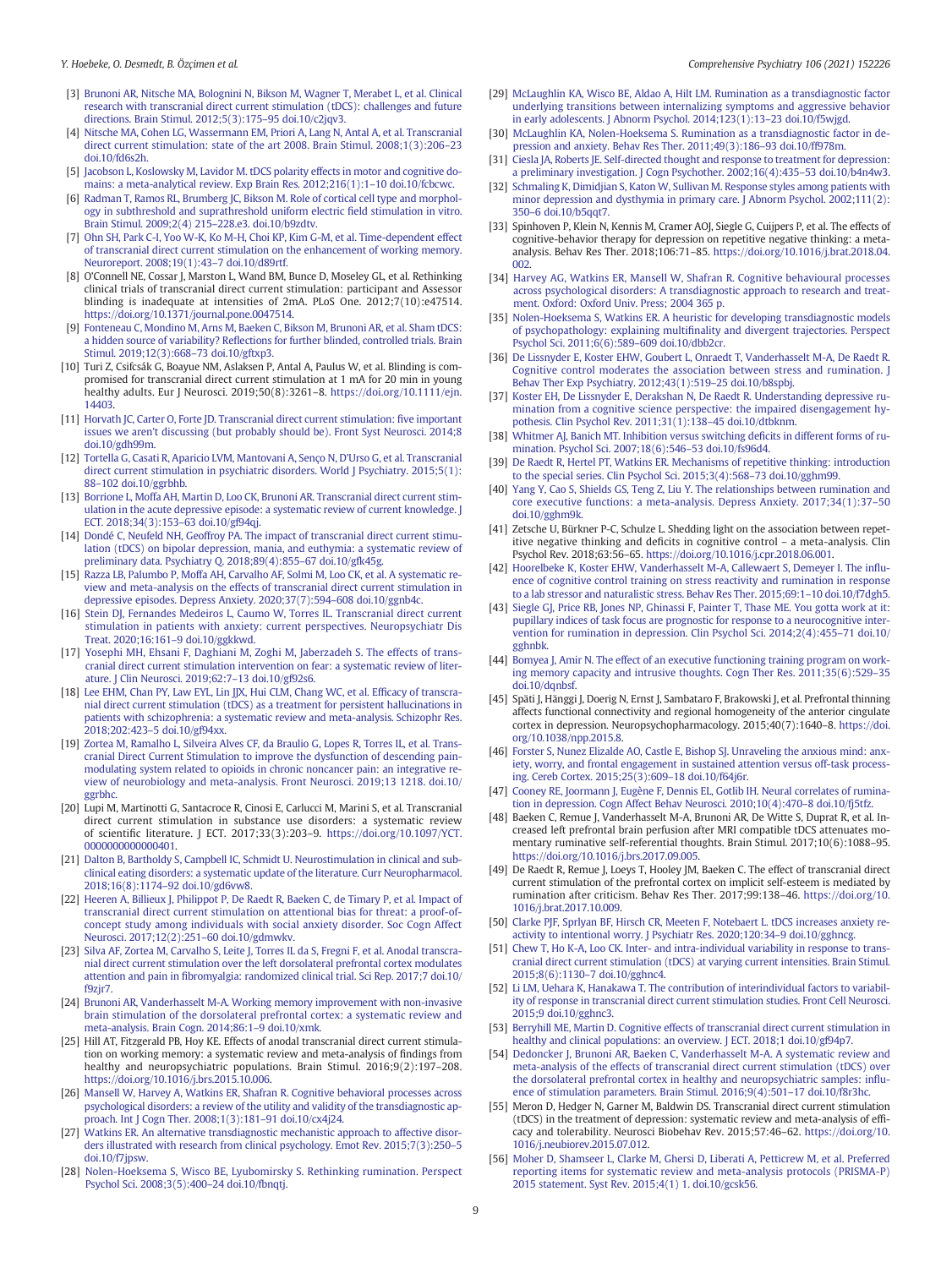[3] Brunoni AR, Nitsche MA, Bolognini N, Bikson M, Wagner T, Merabet L, et al. Clinical research with transcranial direct current stimulation (tDCS): challenges and future directions. Brain Stimul. 2012;5(3):175–95 doi.10/c2jqv3.

[4] Nitsche MA, Cohen LG, Wassermann EM, Priori A, Lang N, Antal A, et al. Transcranial direct current stimulation: state of the art 2008. Brain Stimul. 2008;1(3):206–23 doi.10/fd6s2h.

[5] Jacobson L, Koslowsky M, Lavidor M. tDCS polarity effects in motor and cognitive domains: a meta-analytical review. Exp Brain Res. 2012;216(1):1–10 doi.10/fcbcwc.

[6] Radman T, Ramos RL, Brumberg JC, Bikson M. Role of cortical cell type and morphology in subthreshold and suprathreshold uniform electric field stimulation in vitro. Brain Stimul. 2009;2(4) 215–228.e3. doi.10/b9zdtv.

[7] Ohn SH, Park C-I, Yoo W-K, Ko M-H, Choi KP, Kim G-M, et al. Time-dependent effect of transcranial direct current stimulation on the enhancement of working memory. Neuroreport. 2008;19(1):43–7 doi.10/d89rtf.

[8] O'Connell NE, Cossar J, Marston L, Wand BM, Bunce D, Moseley GL, et al. Rethinking clinical trials of transcranial direct current stimulation: participant and Assessor blinding is inadequate at intensities of 2mA. PLoS One. 2012;7(10):e47514. https://doi.org/10.1371/journal.pone.0047514.

[9] Fonteneau C, Mondino M, Arns M, Baeken C, Bikson M, Brunoni AR, et al. Sham tDCS: a hidden source of variability? Reflections for further blinded, controlled trials. Brain Stimul. 2019;12(3):668–73 doi.10/gftxp3.

[10] Turi Z, Csifcsák G, Boayue NM, Aslaksen P, Antal A, Paulus W, et al. Blinding is compromised for transcranial direct current stimulation at 1 mA for 20 min in young healthy adults. Eur J Neurosci. 2019;50(8):3261–8. https://doi.org/10.1111/ejn.14403.

[11] Horvath JC, Carter O, Forte JD. Transcranial direct current stimulation: five important issues we aren't discussing (but probably should be). Front Syst Neurosci. 2014;8 doi.10/gdh99m.

[12] Tortella G, Casati R, Aparicio LVM, Mantovani A, Senço N, D'Urso G, et al. Transcranial direct current stimulation in psychiatric disorders. World J Psychiatry. 2015;5(1):88–102 doi.10/ggrbhb.

[13] Borrione L, Moffa AH, Martin D, Loo CK, Brunoni AR. Transcranial direct current stimulation in the acute depressive episode: a systematic review of current knowledge. J ECT. 2018;34(3):153–63 doi.10/gf94qj.

[14] Dondé C, Neufeld NH, Geoffroy PA. The impact of transcranial direct current stimulation (tDCS) on bipolar depression, mania, and euthymia: a systematic review of preliminary data. Psychiatry Q. 2018;89(4):855–67 doi.10/gfk45g.

[15] Razza LB, Palumbo P, Moffa AH, Carvalho AF, Solmi M, Loo CK, et al. A systematic review and meta-analysis on the effects of transcranial direct current stimulation in depressive episodes. Depress Anxiety. 2020;37(7):594–608 doi.10/ggnb4c.

[16] Stein DJ, Fernandes Medeiros L, Caumo W, Torres IL. Transcranial direct current stimulation in patients with anxiety: current perspectives. Neuropsychiatr Dis Treat. 2020;16:161–9 doi.10/ggkkwd.

[17] Yosephi MH, Ehsani F, Daghiani M, Zoghi M, Jaberzadeh S. The effects of transcranial direct current stimulation intervention on fear: a systematic review of literature. J Clin Neurosci. 2019;62:7–13 doi.10/gf92s6.

[18] Lee EHM, Chan PY, Law EYL, Lin JJX, Hui CLM, Chang WC, et al. Efficacy of transcranial direct current stimulation (tDCS) as a treatment for persistent hallucinations in patients with schizophrenia: a systematic review and meta-analysis. Schizophr Res. 2018;202:423–5 doi.10/gf94xx.

[19] Zortea M, Ramalho L, Silveira Alves CF, da Braulio G, Lopes R, Torres IL, et al. Transcranial Direct Current Stimulation to improve the dysfunction of descending pain-modulating system related to opioids in chronic noncancer pain: an integrative review of neurobiology and meta-analysis. Front Neurosci. 2019;13 1218. doi.10/ggrbhc.

[20] Lupi M, Martinotti G, Santacroce R, Cinosi E, Carlucci M, Marini S, et al. Transcranial direct current stimulation in substance use disorders: a systematic review of scientific literature. J ECT. 2017;33(3):203–9. https://doi.org/10.1097/YCT.0000000000000401.

[21] Dalton B, Bartholdy S, Campbell IC, Schmidt U. Neurostimulation in clinical and subclinical eating disorders: a systematic update of the literature. Curr Neuropharmacol. 2018;16(8):1174–92 doi.10/gd6vw8.

[22] Heeren A, Billieux J, Philippot P, De Raedt R, Baeken C, de Timary P, et al. Impact of transcranial direct current stimulation on attentional bias for threat: a proof-of-concept study among individuals with social anxiety disorder. Soc Cogn Affect Neurosci. 2017;12(2):251–60 doi.10/gdmwkv.

[23] Silva AF, Zortea M, Carvalho S, Leite J, Torres IL da S, Fregni F, et al. Anodal transcranial direct current stimulation over the left dorsolateral prefrontal cortex modulates attention and pain in fibromyalgia: randomized clinical trial. Sci Rep. 2017;7 doi.10/f9zjr7.

[24] Brunoni AR, Vanderhasselt M-A. Working memory improvement with non-invasive brain stimulation of the dorsolateral prefrontal cortex: a systematic review and meta-analysis. Brain Cogn. 2014;86:1–9 doi.10/xmk.

[25] Hill AT, Fitzgerald PB, Hoy KE. Effects of anodal transcranial direct current stimulation on working memory: a systematic review and meta-analysis of findings from healthy and neuropsychiatric populations. Brain Stimul. 2016;9(2):197–208. https://doi.org/10.1016/j.brs.2015.10.006.

[26] Mansell W, Harvey A, Watkins ER, Shafran R. Cognitive behavioral processes across psychological disorders: a review of the utility and validity of the transdiagnostic approach. Int J Cogn Ther. 2008;1(3):181–91 doi.10/cx4j24.

[27] Watkins ER. An alternative transdiagnostic mechanistic approach to affective disorders illustrated with research from clinical psychology. Emot Rev. 2015;7(3):250–5 doi.10/f7jpsw.

[28] Nolen-Hoeksema S, Wisco BE, Lyubomirsky S. Rethinking rumination. Perspect Psychol Sci. 2008;3(5):400–24 doi.10/fbnqtj.

[29] McLaughlin KA, Wisco BE, Aldao A, Hilt LM. Rumination as a transdiagnostic factor underlying transitions between internalizing symptoms and aggressive behavior in early adolescents. J Abnorm Psychol. 2014;123(1):13–23 doi.10/f5wjgd.

[30] McLaughlin KA, Nolen-Hoeksema S. Rumination as a transdiagnostic factor in depression and anxiety. Behav Res Ther. 2011;49(3):186–93 doi.10/ff978m.

[31] Ciesla JA, Roberts JE. Self-directed thought and response to treatment for depression: a preliminary investigation. J Cogn Psychother. 2002;16(4):435–53 doi.10/b4n4w3.

[32] Schmaling K, Dimidjian S, Katon W, Sullivan M. Response styles among patients with minor depression and dysthymia in primary care. J Abnorm Psychol. 2002;111(2):350–6 doi.10/b5qqt7.

[33] Spinhoven P, Klein N, Kennis M, Cramer AOJ, Siegle G, Cuijpers P, et al. The effects of cognitive-behavior therapy for depression on repetitive negative thinking: a meta-analysis. Behav Res Ther. 2018;106:71–85. https://doi.org/10.1016/j.brat.2018.04.002.

[34] Harvey AG, Watkins ER, Mansell W, Shafran R. Cognitive behavioural processes across psychological disorders: A transdiagnostic approach to research and treatment. Oxford: Oxford Univ. Press; 2004 365 p.

[35] Nolen-Hoeksema S, Watkins ER. A heuristic for developing transdiagnostic models of psychopathology: explaining multifinality and divergent trajectories. Perspect Psychol Sci. 2011;6(6):589–609 doi.10/dbb2cr.

[36] De Lissnyder E, Koster EHW, Goubert L, Onraedt T, Vanderhasselt M-A, De Raedt R. Cognitive control moderates the association between stress and rumination. J Behav Ther Exp Psychiatry. 2012;43(1):519–25 doi.10/b8spbj.

[37] Koster EH, De Lissnyder E, Derakshan N, De Raedt R. Understanding depressive rumination from a cognitive science perspective: the impaired disengagement hypothesis. Clin Psychol Rev. 2011;31(1):138–45 doi.10/dtbknm.

[38] Whitmer AJ, Banich MT. Inhibition versus switching deficits in different forms of rumination. Psychol Sci. 2007;18(6):546–53 doi.10/fs96d4.

[39] De Raedt R, Hertel PT, Watkins ER. Mechanisms of repetitive thinking: introduction to the special series. Clin Psychol Sci. 2015;3(4):568–73 doi.10/gghm99.

[40] Yang Y, Cao S, Shields GS, Teng Z, Liu Y. The relationships between rumination and core executive functions: a meta-analysis. Depress Anxiety. 2017;34(1):37–50 doi.10/gghm9k.

[41] Zetsche U, Bürkner P-C, Schulze L. Shedding light on the association between repetitive negative thinking and deficits in cognitive control – a meta-analysis. Clin Psychol Rev. 2018;63:56–65. https://doi.org/10.1016/j.cpr.2018.06.001.

[42] Hoorelbeke K, Koster EHW, Vanderhasselt M-A, Callewaert S, Demeyer I. The influence of cognitive control training on stress reactivity and rumination in response to a lab stressor and naturalistic stress. Behav Res Ther. 2015;69:1–10 doi.10/f7dgh5.

[43] Siegle GJ, Price RB, Jones NP, Ghinassi F, Painter T, Thase ME. You gotta work at it: pupillary indices of task focus are prognostic for response to a neurocognitive intervention for rumination in depression. Clin Psychol Sci. 2014;2(4):455–71 doi.10/gghnbk.

[44] Bomyea J, Amir N. The effect of an executive functioning training program on working memory capacity and intrusive thoughts. Cogn Ther Res. 2011;35(6):529–35 doi.10/dqnbsf.

[45] Späti J, Hänggi J, Doerig N, Ernst J, Sambataro F, Brakowski J, et al. Prefrontal thinning affects functional connectivity and regional homogeneity of the anterior cingulate cortex in depression. Neuropsychopharmacology. 2015;40(7):1640–8. https://doi.org/10.1038/npp.2015.8.

[46] Forster S, Nunez Elizalde AO, Castle E, Bishop SJ. Unraveling the anxious mind: anxiety, worry, and frontal engagement in sustained attention versus off-task processing. Cereb Cortex. 2015;25(3):609–18 doi.10/f64j6r.

[47] Cooney RE, Joormann J, Eugène F, Dennis EL, Gotlib IH. Neural correlates of rumination in depression. Cogn Affect Behav Neurosci. 2010;10(4):470–8 doi.10/fj5tfz.

[48] Baeken C, Remue J, Vanderhasselt M-A, Brunoni AR, De Witte S, Duprat R, et al. Increased left prefrontal brain perfusion after MRI compatible tDCS attenuates momentary ruminative self-referential thoughts. Brain Stimul. 2017;10(6):1088–95. https://doi.org/10.1016/j.brs.2017.09.005.

[49] De Raedt R, Remue J, Loeys T, Hooley JM, Baeken C. The effect of transcranial direct current stimulation of the prefrontal cortex on implicit self-esteem is mediated by rumination after criticism. Behav Res Ther. 2017;99:138–46. https://doi.org/10.1016/j.brat.2017.10.009.

[50] Clarke PJF, Sprlyan BF, Hirsch CR, Meeten F, Notebaert L. tDCS increases anxiety reactivity to intentional worry. J Psychiatr Res. 2020;120:34–9 doi.10/gghncg.

[51] Chew T, Ho K-A, Loo CK. Inter- and intra-individual variability in response to transcranial direct current stimulation (tDCS) at varying current intensities. Brain Stimul. 2015;8(6):1130–7 doi.10/gghnc4.

[52] Li LM, Uehara K, Hanakawa T. The contribution of interindividual factors to variability of response in transcranial direct current stimulation studies. Front Cell Neurosci. 2015;9 doi.10/gghnc3.

[53] Berryhill ME, Martin D. Cognitive effects of transcranial direct current stimulation in healthy and clinical populations: an overview. J ECT. 2018;1 doi.10/gf94p7.

[54] Dedoncker J, Brunoni AR, Baeken C, Vanderhasselt M-A. A systematic review and meta-analysis of the effects of transcranial direct current stimulation (tDCS) over the dorsolateral prefrontal cortex in healthy and neuropsychiatric samples: influence of stimulation parameters. Brain Stimul. 2016;9(4):501–17 doi.10/f8r3hc.

[55] Meron D, Hedger N, Garner M, Baldwin DS. Transcranial direct current stimulation (tDCS) in the treatment of depression: systematic review and meta-analysis of efficacy and tolerability. Neurosci Biobehav Rev. 2015;57:46–62. https://doi.org/10.1016/j.neubiorev.2015.07.012.

[56] Moher D, Shamseer L, Clarke M, Ghersi D, Liberati A, Petticrew M, et al. Preferred reporting items for systematic review and meta-analysis protocols (PRISMA-P) 2015 statement. Syst Rev. 2015;4(1) 1. doi.10/gcsk56.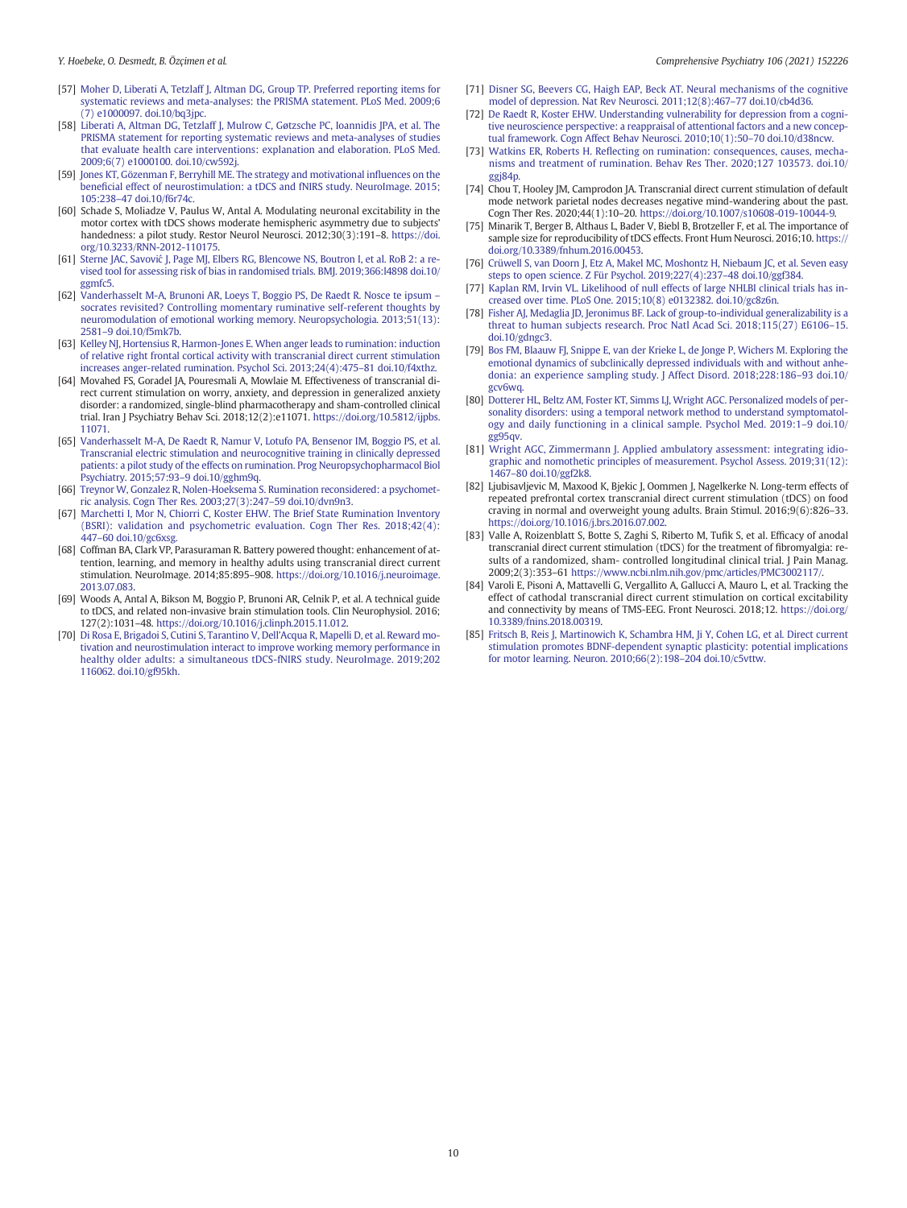[57] Moher D, Liberati A, Tetzlaff J, Altman DG, Group TP. Preferred reporting items for systematic reviews and meta-analyses: the PRISMA statement. PLoS Med. 2009;6(7) e1000097. doi.10/bq3jpc.

[58] Liberati A, Altman DG, Tetzlaff J, Mulrow C, Gøtzsche PC, Ioannidis JPA, et al. The PRISMA statement for reporting systematic reviews and meta-analyses of studies that evaluate health care interventions: explanation and elaboration. PLoS Med. 2009;6(7) e1000100. doi.10/cw592j.

[59] Jones KT, Gözenman F, Berryhill ME. The strategy and motivational influences on the beneficial effect of neurostimulation: a tDCS and fNIRS study. NeuroImage. 2015;105:238–47 doi.10/f6r74c.

[60] Schade S, Moliadze V, Paulus W, Antal A. Modulating neuronal excitability in the motor cortex with tDCS shows moderate hemispheric asymmetry due to subjects' handedness: a pilot study. Restor Neurol Neurosci. 2012;30(3):191–8. https://doi.org/10.3233/RNN-2012-110175.

[61] Sterne JAC, Savović J, Page MJ, Elbers RG, Blencowe NS, Boutron I, et al. RoB 2: a revised tool for assessing risk of bias in randomised trials. BMJ. 2019;366:l4898 doi.10/ggmfc5.

[62] Vanderhasselt M-A, Brunoni AR, Loeys T, Boggio PS, De Raedt R. Nosce te ipsum – socrates revisited? Controlling momentary ruminative self-referent thoughts by neuromodulation of emotional working memory. Neuropsychologia. 2013;51(13):2581–9 doi.10/f5mk7b.

[63] Kelley NJ, Hortensius R, Harmon-Jones E. When anger leads to rumination: induction of relative right frontal cortical activity with transcranial direct current stimulation increases anger-related rumination. Psychol Sci. 2013;24(4):475–81 doi.10/f4xthz.

[64] Movahed FS, Goradel JA, Pouresmali A, Mowlaie M. Effectiveness of transcranial direct current stimulation on worry, anxiety, and depression in generalized anxiety disorder: a randomized, single-blind pharmacotherapy and sham-controlled clinical trial. Iran J Psychiatry Behav Sci. 2018;12(2):e11071. https://doi.org/10.5812/ijpbs.11071.

[65] Vanderhasselt M-A, De Raedt R, Namur V, Lotufo PA, Bensenor IM, Boggio PS, et al. Transcranial electric stimulation and neurocognitive training in clinically depressed patients: a pilot study of the effects on rumination. Prog Neuropsychopharmacol Biol Psychiatry. 2015;57:93–9 doi.10/gghm9q.

[66] Treynor W, Gonzalez R, Nolen-Hoeksema S. Rumination reconsidered: a psychometric analysis. Cogn Ther Res. 2003;27(3):247–59 doi.10/dvn9n3.

[67] Marchetti I, Mor N, Chiorri C, Koster EHW. The Brief State Rumination Inventory (BSRI): validation and psychometric evaluation. Cogn Ther Res. 2018;42(4):447–60 doi.10/gc6xsg.

[68] Coffman BA, Clark VP, Parasuraman R. Battery powered thought: enhancement of attention, learning, and memory in healthy adults using transcranial direct current stimulation. NeuroImage. 2014;85:895–908. https://doi.org/10.1016/j.neuroimage.2013.07.083.

[69] Woods A, Antal A, Bikson M, Boggio P, Brunoni AR, Celnik P, et al. A technical guide to tDCS, and related non-invasive brain stimulation tools. Clin Neurophysiol. 2016;127(2):1031–48. https://doi.org/10.1016/j.clinph.2015.11.012.

[70] Di Rosa E, Brigadoi S, Cutini S, Tarantino V, Dell'Acqua R, Mapelli D, et al. Reward motivation and neurostimulation interact to improve working memory performance in healthy older adults: a simultaneous tDCS-fNIRS study. NeuroImage. 2019;202 116062. doi.10/gf95kh.

[71] Disner SG, Beevers CG, Haigh EAP, Beck AT. Neural mechanisms of the cognitive model of depression. Nat Rev Neurosci. 2011;12(8):467–77 doi.10/cb4d36.

[72] De Raedt R, Koster EHW. Understanding vulnerability for depression from a cognitive neuroscience perspective: a reappraisal of attentional factors and a new conceptual framework. Cogn Affect Behav Neurosci. 2010;10(1):50–70 doi.10/d38ncw.

[73] Watkins ER, Roberts H. Reflecting on rumination: consequences, causes, mechanisms and treatment of rumination. Behav Res Ther. 2020;127 103573. doi.10/ggj84p.

[74] Chou T, Hooley JM, Camprodon JA. Transcranial direct current stimulation of default mode network parietal nodes decreases negative mind-wandering about the past. Cogn Ther Res. 2020;44(1):10–20. https://doi.org/10.1007/s10608-019-10044-9.

[75] Minarik T, Berger B, Althaus L, Bader V, Biebl B, Brotzeller F, et al. The importance of sample size for reproducibility of tDCS effects. Front Hum Neurosci. 2016;10. https://doi.org/10.3389/fnhum.2016.00453.

[76] Crüwell S, van Doorn J, Etz A, Makel MC, Moshontz H, Niebaum JC, et al. Seven easy steps to open science. Z Für Psychol. 2019;227(4):237–48 doi.10/ggf384.

[77] Kaplan RM, Irvin VL. Likelihood of null effects of large NHLBI clinical trials has increased over time. PLoS One. 2015;10(8) e0132382. doi.10/gc8z6n.

[78] Fisher AJ, Medaglia JD, Jeronimus BF. Lack of group-to-individual generalizability is a threat to human subjects research. Proc Natl Acad Sci. 2018;115(27) E6106–15. doi.10/gdngc3.

[79] Bos FM, Blaauw FJ, Snippe E, van der Krieke L, de Jonge P, Wichers M. Exploring the emotional dynamics of subclinically depressed individuals with and without anhedonia: an experience sampling study. J Affect Disord. 2018;228:186–93 doi.10/gcv6wq.

[80] Dotterer HL, Beltz AM, Foster KT, Simms LJ, Wright AGC. Personalized models of personality disorders: using a temporal network method to understand symptomatology and daily functioning in a clinical sample. Psychol Med. 2019:1–9 doi.10/gg95qv.

[81] Wright AGC, Zimmermann J. Applied ambulatory assessment: integrating idiographic and nomothetic principles of measurement. Psychol Assess. 2019;31(12):1467–80 doi.10/ggf2k8.

[82] Ljubisavljevic M, Maxood K, Bjekic J, Oommen J, Nagelkerke N. Long-term effects of repeated prefrontal cortex transcranial direct current stimulation (tDCS) on food craving in normal and overweight young adults. Brain Stimul. 2016;9(6):826–33. https://doi.org/10.1016/j.brs.2016.07.002.

[83] Valle A, Roizenblatt S, Botte S, Zaghi S, Riberto M, Tufik S, et al. Efficacy of anodal transcranial direct current stimulation (tDCS) for the treatment of fibromyalgia: results of a randomized, sham- controlled longitudinal clinical trial. J Pain Manag. 2009;2(3):353–61 https://www.ncbi.nlm.nih.gov/pmc/articles/PMC3002117/.

[84] Varoli E, Pisoni A, Mattavelli G, Vergallito A, Gallucci A, Mauro L, et al. Tracking the effect of cathodal transcranial direct current stimulation on cortical excitability and connectivity by means of TMS-EEG. Front Neurosci. 2018;12. https://doi.org/10.3389/fnins.2018.00319.

[85] Fritsch B, Reis J, Martinowich K, Schambra HM, Ji Y, Cohen LG, et al. Direct current stimulation promotes BDNF-dependent synaptic plasticity: potential implications for motor learning. Neuron. 2010;66(2):198–204 doi.10/c5vttw.